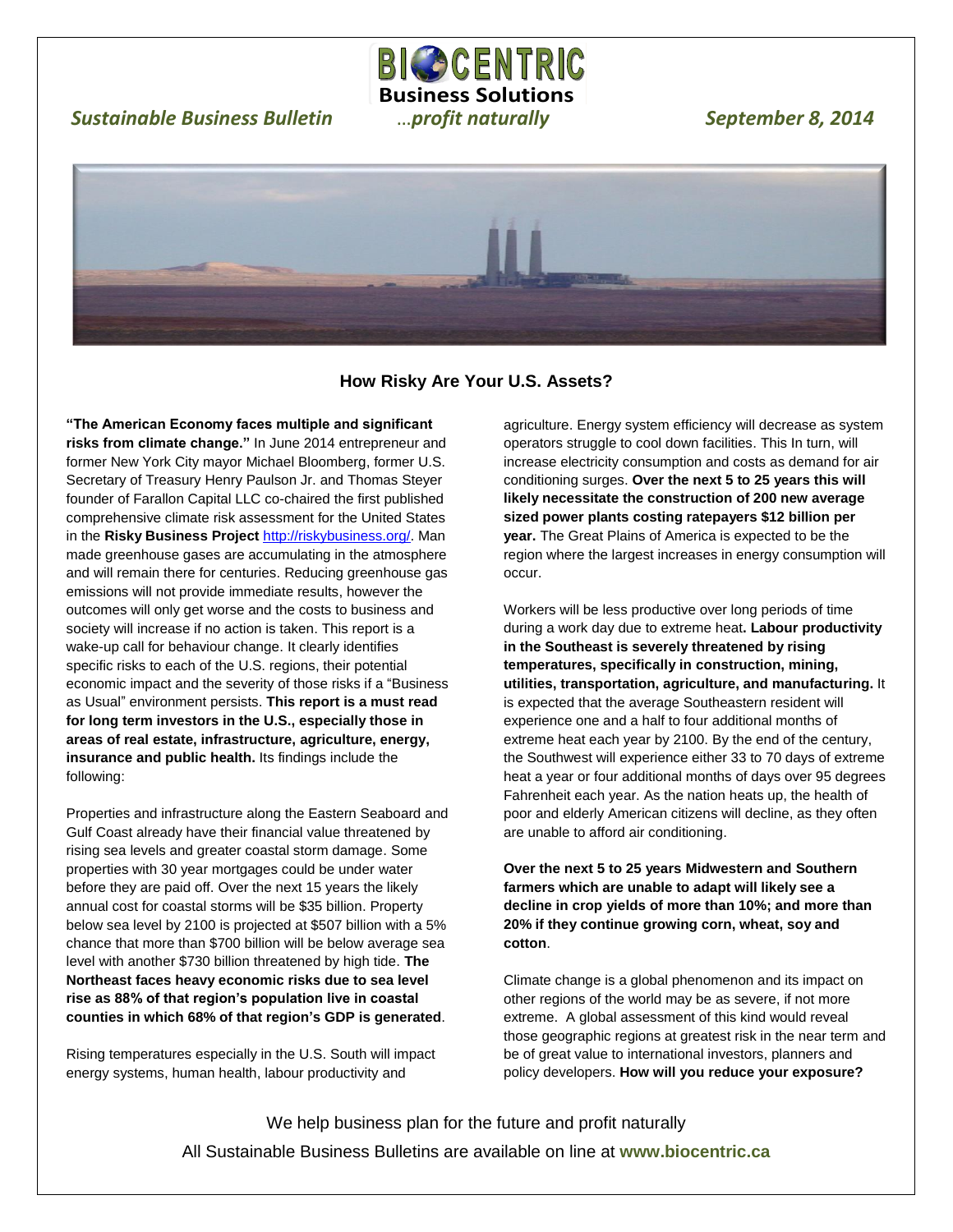**BIOCENTRIC Business Solutions**

*Sustainable Business Bulletin* …*profit naturally* *September 8, 2014*

## How Risky Are Your U.S. Assets?

**"The American Economy faces multiple and significant risks from climate change."** In June 2014 entrepreneur and former New York City mayor Michael Bloomberg, former U.S. Secretary of Treasury Henry Paulson Jr. and Thomas Steyer founder of Farallon Capital LLC co-chaired the first published comprehensive climate risk assessment for the United States in the **Risky Business Project** http://riskybusiness.org/. Man made greenhouse gases are accumulating in the atmosphere and will remain there for centuries. Reducing greenhouse gas emissions will not provide immediate results, however the outcomes will only get worse and the costs to business and society will increase if no action is taken. This report is a wake-up call for behaviour change. It clearly identifies specific risks to each of the U.S. regions, their potential economic impact and the severity of those risks if a "Business as Usual" environment persists. **This report is a must read for long term investors in the U.S., especially those in areas of real estate, infrastructure, agriculture, energy, insurance and public health.** Its findings include the following:

Properties and infrastructure along the Eastern Seaboard and Gulf Coast already have their financial value threatened by rising sea levels and greater coastal storm damage. Some properties with 30 year mortgages could be under water before they are paid off. Over the next 15 years the likely annual cost for coastal storms will be $35 billion. Property below sea level by 2100 is projected at $507 billion with a 5% chance that more than $700 billion will be below average sea level with another $730 billion threatened by high tide. **The Northeast faces heavy economic risks due to sea level rise as 88% of that region's population live in coastal counties in which 68% of that region's GDP is generated**.

Rising temperatures especially in the U.S. South will impact energy systems, human health, labour productivity and agriculture. Energy system efficiency will decrease as system operators struggle to cool down facilities. This In turn, will increase electricity consumption and costs as demand for air conditioning surges. **Over the next 5 to 25 years this will likely necessitate the construction of 200 new average sized power plants costing ratepayers $12 billion per year.** The Great Plains of America is expected to be the region where the largest increases in energy consumption will occur.

Workers will be less productive over long periods of time during a work day due to extreme heat**. Labour productivity in the Southeast is severely threatened by rising temperatures, specifically in construction, mining, utilities, transportation, agriculture, and manufacturing.** It is expected that the average Southeastern resident will experience one and a half to four additional months of extreme heat each year by 2100. By the end of the century, the Southwest will experience either 33 to 70 days of extreme heat a year or four additional months of days over 95 degrees Fahrenheit each year. As the nation heats up, the health of poor and elderly American citizens will decline, as they often are unable to afford air conditioning.

**Over the next 5 to 25 years Midwestern and Southern farmers which are unable to adapt will likely see a decline in crop yields of more than 10%; and more than 20% if they continue growing corn, wheat, soy and cotton**.

Climate change is a global phenomenon and its impact on other regions of the world may be as severe, if not more extreme. A global assessment of this kind would reveal those geographic regions at greatest risk in the near term and be of great value to international investors, planners and policy developers. **How will you reduce your exposure?**

We help business plan for the future and profit naturally

All Sustainable Business Bulletins are available on line at **www.biocentric.ca**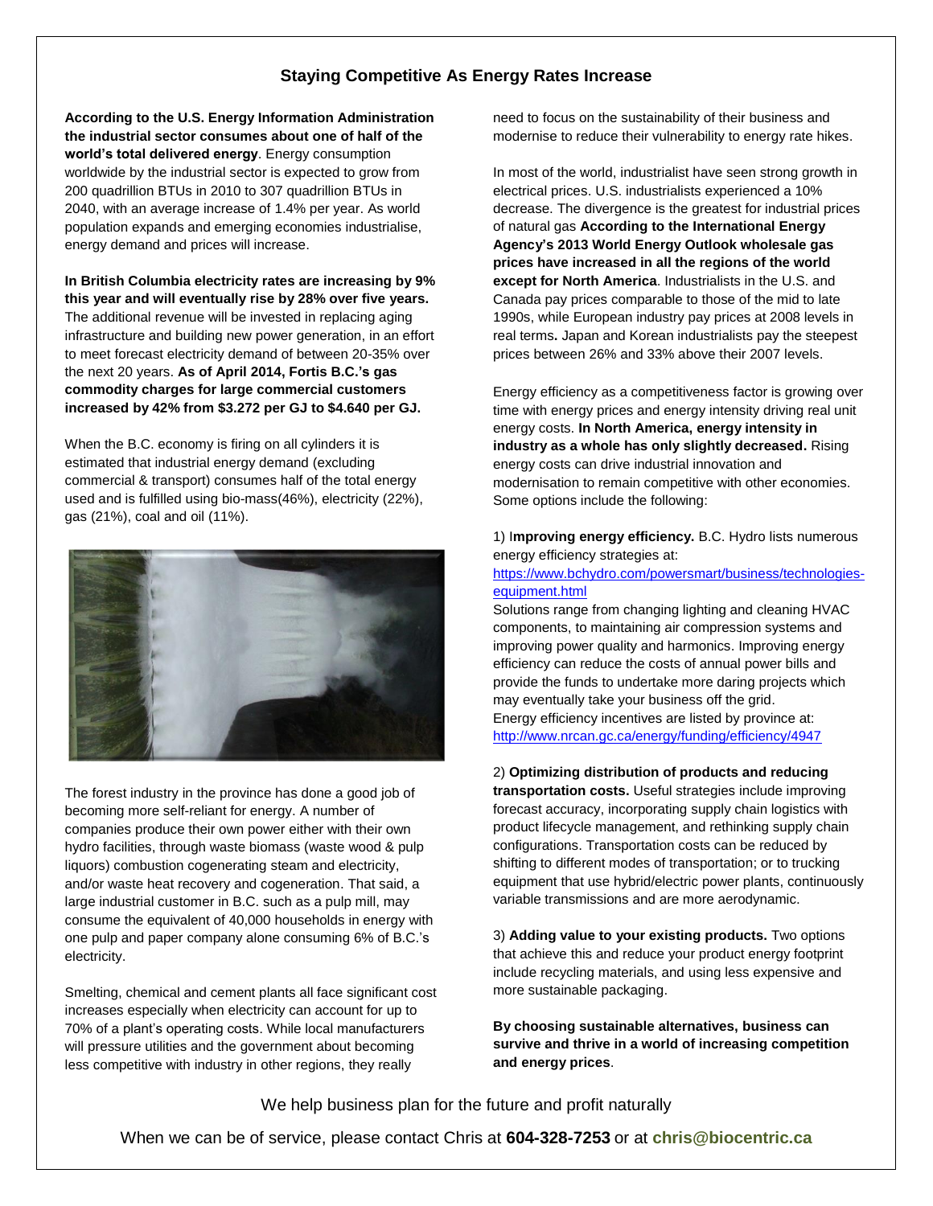## Staying Competitive As Energy Rates Increase

**According to the U.S. Energy Information Administration the industrial sector consumes about one of half of the world's total delivered energy**. Energy consumption worldwide by the industrial sector is expected to grow from 200 quadrillion BTUs in 2010 to 307 quadrillion BTUs in 2040, with an average increase of 1.4% per year. As world population expands and emerging economies industrialise, energy demand and prices will increase.

**In British Columbia electricity rates are increasing by 9% this year and will eventually rise by 28% over five years.** The additional revenue will be invested in replacing aging infrastructure and building new power generation, in an effort to meet forecast electricity demand of between 20-35% over the next 20 years. **As of April 2014, Fortis B.C.'s gas commodity charges for large commercial customers increased by 42% from $3.272 per GJ to $4.640 per GJ.**

When the B.C. economy is firing on all cylinders it is estimated that industrial energy demand (excluding commercial & transport) consumes half of the total energy used and is fulfilled using bio-mass(46%), electricity (22%), gas (21%), coal and oil (11%).

The forest industry in the province has done a good job of becoming more self-reliant for energy. A number of companies produce their own power either with their own hydro facilities, through waste biomass (waste wood & pulp liquors) combustion cogenerating steam and electricity, and/or waste heat recovery and cogeneration. That said, a large industrial customer in B.C. such as a pulp mill, may consume the equivalent of 40,000 households in energy with one pulp and paper company alone consuming 6% of B.C.'s electricity.

Smelting, chemical and cement plants all face significant cost increases especially when electricity can account for up to 70% of a plant's operating costs. While local manufacturers will pressure utilities and the government about becoming less competitive with industry in other regions, they really need to focus on the sustainability of their business and modernise to reduce their vulnerability to energy rate hikes.

In most of the world, industrialist have seen strong growth in electrical prices. U.S. industrialists experienced a 10% decrease. The divergence is the greatest for industrial prices of natural gas **According to the International Energy Agency's 2013 World Energy Outlook wholesale gas prices have increased in all the regions of the world except for North America**. Industrialists in the U.S. and Canada pay prices comparable to those of the mid to late 1990s, while European industry pay prices at 2008 levels in real terms**.** Japan and Korean industrialists pay the steepest prices between 26% and 33% above their 2007 levels.

Energy efficiency as a competitiveness factor is growing over time with energy prices and energy intensity driving real unit energy costs. **In North America, energy intensity in industry as a whole has only slightly decreased.** Rising energy costs can drive industrial innovation and modernisation to remain competitive with other economies. Some options include the following:

1) I**mproving energy efficiency.** B.C. Hydro lists numerous energy efficiency strategies at:
https://www.bchydro.com/powersmart/business/technologies-equipment.html
Solutions range from changing lighting and cleaning HVAC components, to maintaining air compression systems and improving power quality and harmonics. Improving energy efficiency can reduce the costs of annual power bills and provide the funds to undertake more daring projects which may eventually take your business off the grid.
Energy efficiency incentives are listed by province at:
http://www.nrcan.gc.ca/energy/funding/efficiency/4947

2) **Optimizing distribution of products and reducing transportation costs.** Useful strategies include improving forecast accuracy, incorporating supply chain logistics with product lifecycle management, and rethinking supply chain configurations. Transportation costs can be reduced by shifting to different modes of transportation; or to trucking equipment that use hybrid/electric power plants, continuously variable transmissions and are more aerodynamic.

3) **Adding value to your existing products.** Two options that achieve this and reduce your product energy footprint include recycling materials, and using less expensive and more sustainable packaging.

**By choosing sustainable alternatives, business can survive and thrive in a world of increasing competition and energy prices**.

We help business plan for the future and profit naturally

When we can be of service, please contact Chris at **604-328-7253** or at **chris@biocentric.ca**